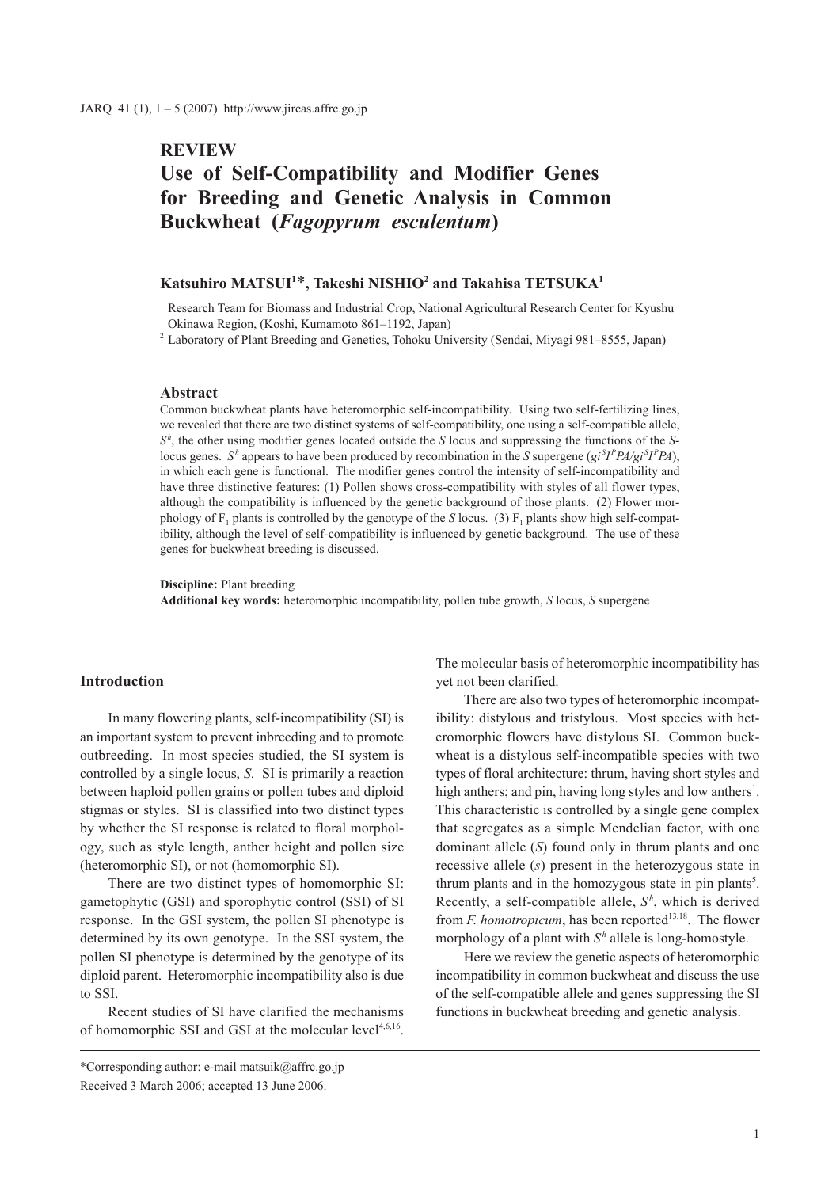REVIEW

# Use of Self-Compatibility and Modifier Genes for Breeding and Genetic Analysis in Common Buckwheat (*Fagopyrum esculentum*)

**Katsuhiro MATSUI[1]\*, Takeshi NISHIO[2] and Takahisa TETSUKA[1]**

[1] Research Team for Biomass and Industrial Crop, National Agricultural Research Center for Kyushu Okinawa Region, (Koshi, Kumamoto 861–1192, Japan)

[2] Laboratory of Plant Breeding and Genetics, Tohoku University (Sendai, Miyagi 981–8555, Japan)

## Abstract

Common buckwheat plants have heteromorphic self-incompatibility. Using two self-fertilizing lines, we revealed that there are two distinct systems of self-compatibility, one using a self-compatible allele, $S^h$, the other using modifier genes located outside the *S* locus and suppressing the functions of the *S*-locus genes. $S^h$ appears to have been produced by recombination in the *S* supergene ($gi^S I^P PA/gi^S I^P PA$), in which each gene is functional. The modifier genes control the intensity of self-incompatibility and have three distinctive features: (1) Pollen shows cross-compatibility with styles of all flower types, although the compatibility is influenced by the genetic background of those plants. (2) Flower morphology of $F_1$ plants is controlled by the genotype of the *S* locus. (3) $F_1$ plants show high self-compatibility, although the level of self-compatibility is influenced by genetic background. The use of these genes for buckwheat breeding is discussed.

**Discipline:** Plant breeding
**Additional key words:** heteromorphic incompatibility, pollen tube growth, *S* locus, *S* supergene

## Introduction

In many flowering plants, self-incompatibility (SI) is an important system to prevent inbreeding and to promote outbreeding. In most species studied, the SI system is controlled by a single locus, *S*. SI is primarily a reaction between haploid pollen grains or pollen tubes and diploid stigmas or styles. SI is classified into two distinct types by whether the SI response is related to floral morphology, such as style length, anther height and pollen size (heteromorphic SI), or not (homomorphic SI).

There are two distinct types of homomorphic SI: gametophytic (GSI) and sporophytic control (SSI) of SI response. In the GSI system, the pollen SI phenotype is determined by its own genotype. In the SSI system, the pollen SI phenotype is determined by the genotype of its diploid parent. Heteromorphic incompatibility also is due to SSI.

Recent studies of SI have clarified the mechanisms of homomorphic SSI and GSI at the molecular level[4,6,16]. The molecular basis of heteromorphic incompatibility has yet not been clarified.

There are also two types of heteromorphic incompatibility: distylous and tristylous. Most species with heteromorphic flowers have distylous SI. Common buckwheat is a distylous self-incompatible species with two types of floral architecture: thrum, having short styles and high anthers; and pin, having long styles and low anthers[1]. This characteristic is controlled by a single gene complex that segregates as a simple Mendelian factor, with one dominant allele (*S*) found only in thrum plants and one recessive allele (*s*) present in the heterozygous state in thrum plants and in the homozygous state in pin plants[5]. Recently, a self-compatible allele, $S^h$, which is derived from *F. homotropicum*, has been reported[13,18]. The flower morphology of a plant with $S^h$ allele is long-homostyle.

Here we review the genetic aspects of heteromorphic incompatibility in common buckwheat and discuss the use of the self-compatible allele and genes suppressing the SI functions in buckwheat breeding and genetic analysis.

\*Corresponding author: e-mail matsuik@affrc.go.jp

Received 3 March 2006; accepted 13 June 2006.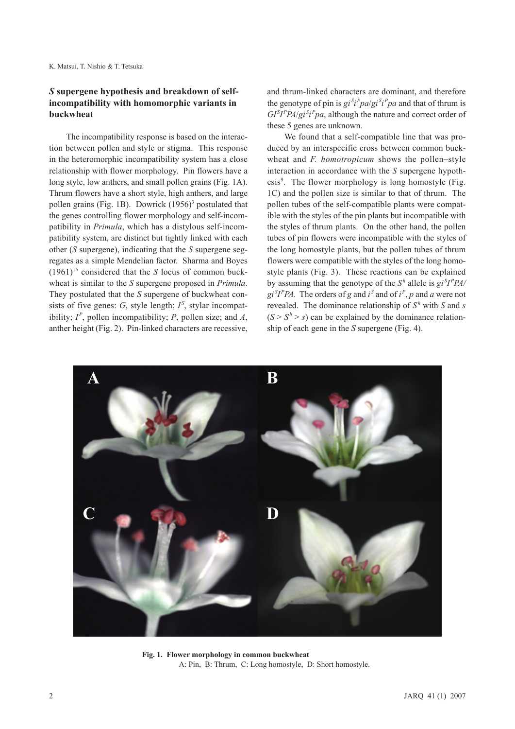## *S* supergene hypothesis and breakdown of self-incompatibility with homomorphic variants in buckwheat

The incompatibility response is based on the interaction between pollen and style or stigma. This response in the heteromorphic incompatibility system has a close relationship with flower morphology. Pin flowers have a long style, low anthers, and small pollen grains (Fig. 1A). Thrum flowers have a short style, high anthers, and large pollen grains (Fig. 1B). Dowrick (1956)[3] postulated that the genes controlling flower morphology and self-incompatibility in *Primula*, which has a distylous self-incompatibility system, are distinct but tightly linked with each other (*S* supergene), indicating that the *S* supergene segregates as a simple Mendelian factor. Sharma and Boyes (1961)[15] considered that the *S* locus of common buckwheat is similar to the *S* supergene proposed in *Primula*. They postulated that the *S* supergene of buckwheat consists of five genes: *G*, style length; $I^S$, stylar incompatibility; $I^P$, pollen incompatibility; *P*, pollen size; and *A*, anther height (Fig. 2). Pin-linked characters are recessive, and thrum-linked characters are dominant, and therefore the genotype of pin is $gi^Si^Ppa/gi^Si^Ppa$ and that of thrum is $GI^SI^PPA/gi^Si^Ppa$, although the nature and correct order of these 5 genes are unknown.

We found that a self-compatible line that was produced by an interspecific cross between common buckwheat and *F. homotropicum* shows the pollen–style interaction in accordance with the *S* supergene hypothesis[9]. The flower morphology is long homostyle (Fig. 1C) and the pollen size is similar to that of thrum. The pollen tubes of the self-compatible plants were compatible with the styles of the pin plants but incompatible with the styles of thrum plants. On the other hand, the pollen tubes of pin flowers were incompatible with the styles of the long homostyle plants, but the pollen tubes of thrum flowers were compatible with the styles of the long homostyle plants (Fig. 3). These reactions can be explained by assuming that the genotype of the $S^h$ allele is $gi^SI^PPA/gi^SI^PPA$. The orders of *g* and $i^S$ and of $i^P$, *p* and *a* were not revealed. The dominance relationship of $S^h$ with *S* and *s* ($S > S^h > s$) can be explained by the dominance relationship of each gene in the *S* supergene (Fig. 4).

**Fig. 1. Flower morphology in common buckwheat**
A: Pin, B: Thrum, C: Long homostyle, D: Short homostyle.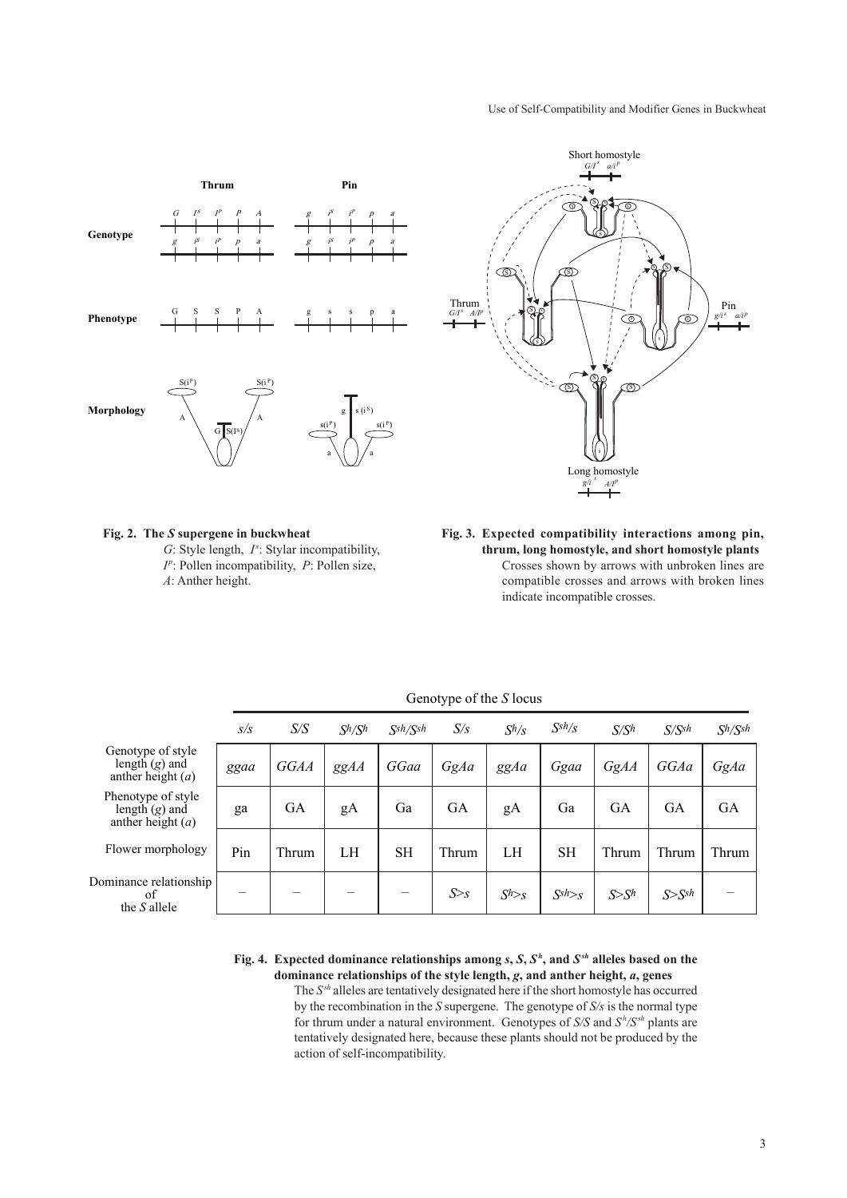**Fig. 2. The *S* supergene in buckwheat**
*G*: Style length, $I^s$: Stylar incompatibility, $I^p$: Pollen incompatibility, *P*: Pollen size, *A*: Anther height.

**Fig. 3. Expected compatibility interactions among pin, thrum, long homostyle, and short homostyle plants**
Crosses shown by arrows with unbroken lines are compatible crosses and arrows with broken lines indicate incompatible crosses.

| | Genotype of the *S* locus | | | | | | | | | |
|---|---|---|---|---|---|---|---|---|---|---|
| | $s/s$ | $S/S$ | $S^h/S^h$ | $S^{sh}/S^{sh}$ | $S/s$ | $S^h/s$ | $S^{sh}/s$ | $S/S^h$ | $S/S^{sh}$ | $S^h/S^{sh}$ |
| Genotype of style length (*g*) and anther height (*a*) | *ggaa* | *GGAA* | *ggAA* | *GGaa* | *GgAa* | *ggAa* | *Ggaa* | *GgAA* | *GGAa* | *GgAa* |
| Phenotype of style length (*g*) and anther height (*a*) | ga | GA | gA | Ga | GA | gA | Ga | GA | GA | GA |
| Flower morphology | Pin | Thrum | LH | SH | Thrum | LH | SH | Thrum | Thrum | Thrum |
| Dominance relationship of the *S* allele | – | – | – | – | $S>s$ | $S^h>s$ | $S^{sh}>s$ | $S>S^h$ | $S>S^{sh}$ | – |

**Fig. 4. Expected dominance relationships among *s*, *S*, $S^h$, and $S^{sh}$ alleles based on the dominance relationships of the style length, *g*, and anther height, *a*, genes**
The $S^{sh}$ alleles are tentatively designated here if the short homostyle has occurred by the recombination in the *S* supergene. The genotype of *S/s* is the normal type for thrum under a natural environment. Genotypes of *S/S* and $S^h/S^{sh}$ plants are tentatively designated here, because these plants should not be produced by the action of self-incompatibility.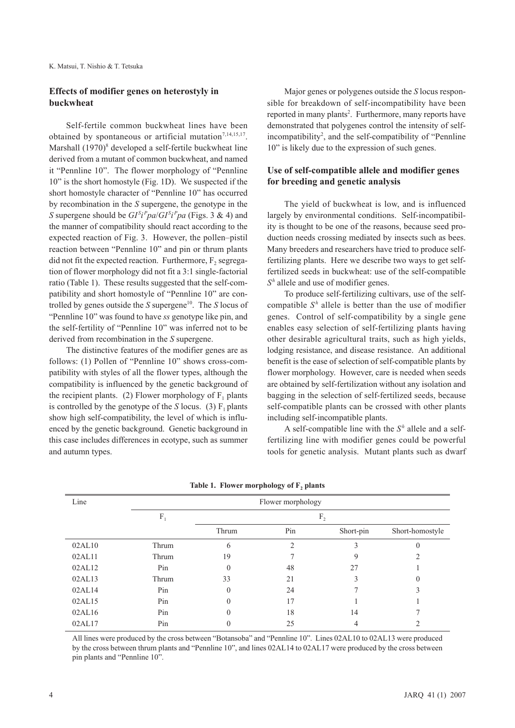## Effects of modifier genes on heterostyly in buckwheat

Self-fertile common buckwheat lines have been obtained by spontaneous or artificial mutation[7,14,15,17]. Marshall (1970)[8] developed a self-fertile buckwheat line derived from a mutant of common buckwheat, and named it "Pennline 10". The flower morphology of "Pennline 10" is the short homostyle (Fig. 1D). We suspected if the short homostyle character of "Pennline 10" has occurred by recombination in the *S* supergene, the genotype in the *S* supergene should be $GI^Si^Ppa/GI^Si^Ppa$ (Figs. 3 & 4) and the manner of compatibility should react according to the expected reaction of Fig. 3. However, the pollen–pistil reaction between "Pennline 10" and pin or thrum plants did not fit the expected reaction. Furthermore, $F_2$ segregation of flower morphology did not fit a 3:1 single-factorial ratio (Table 1). These results suggested that the self-compatibility and short homostyle of "Pennline 10" are controlled by genes outside the *S* supergene[10]. The *S* locus of "Pennline 10" was found to have *ss* genotype like pin, and the self-fertility of "Pennline 10" was inferred not to be derived from recombination in the *S* supergene.

The distinctive features of the modifier genes are as follows: (1) Pollen of "Pennline 10" shows cross-compatibility with styles of all the flower types, although the compatibility is influenced by the genetic background of the recipient plants. (2) Flower morphology of $F_1$ plants is controlled by the genotype of the *S* locus. (3) $F_1$ plants show high self-compatibility, the level of which is influenced by the genetic background. Genetic background in this case includes differences in ecotype, such as summer and autumn types.

Major genes or polygenes outside the *S* locus responsible for breakdown of self-incompatibility have been reported in many plants[2]. Furthermore, many reports have demonstrated that polygenes control the intensity of self-incompatibility[2], and the self-compatibility of "Pennline 10" is likely due to the expression of such genes.

## Use of self-compatible allele and modifier genes for breeding and genetic analysis

The yield of buckwheat is low, and is influenced largely by environmental conditions. Self-incompatibility is thought to be one of the reasons, because seed production needs crossing mediated by insects such as bees. Many breeders and researchers have tried to produce self-fertilizing plants. Here we describe two ways to get self-fertilized seeds in buckwheat: use of the self-compatible $S^h$ allele and use of modifier genes.

To produce self-fertilizing cultivars, use of the self-compatible $S^h$ allele is better than the use of modifier genes. Control of self-compatibility by a single gene enables easy selection of self-fertilizing plants having other desirable agricultural traits, such as high yields, lodging resistance, and disease resistance. An additional benefit is the ease of selection of self-compatible plants by flower morphology. However, care is needed when seeds are obtained by self-fertilization without any isolation and bagging in the selection of self-fertilized seeds, because self-compatible plants can be crossed with other plants including self-incompatible plants.

A self-compatible line with the $S^h$ allele and a self-fertilizing line with modifier genes could be powerful tools for genetic analysis. Mutant plants such as dwarf

**Table 1. Flower morphology of $F_2$ plants**

| Line | Flower morphology | | | | |
|---|---|---|---|---|---|
| | $F_1$ | $F_2$ | | | |
| | | Thrum | Pin | Short-pin | Short-homostyle |
| 02AL10 | Thrum | 6 | 2 | 3 | 0 |
| 02AL11 | Thrum | 19 | 7 | 9 | 2 |
| 02AL12 | Pin | 0 | 48 | 27 | 1 |
| 02AL13 | Thrum | 33 | 21 | 3 | 0 |
| 02AL14 | Pin | 0 | 24 | 7 | 3 |
| 02AL15 | Pin | 0 | 17 | 1 | 1 |
| 02AL16 | Pin | 0 | 18 | 14 | 7 |
| 02AL17 | Pin | 0 | 25 | 4 | 2 |

All lines were produced by the cross between "Botansoba" and "Pennline 10". Lines 02AL10 to 02AL13 were produced by the cross between thrum plants and "Pennline 10", and lines 02AL14 to 02AL17 were produced by the cross between pin plants and "Pennline 10".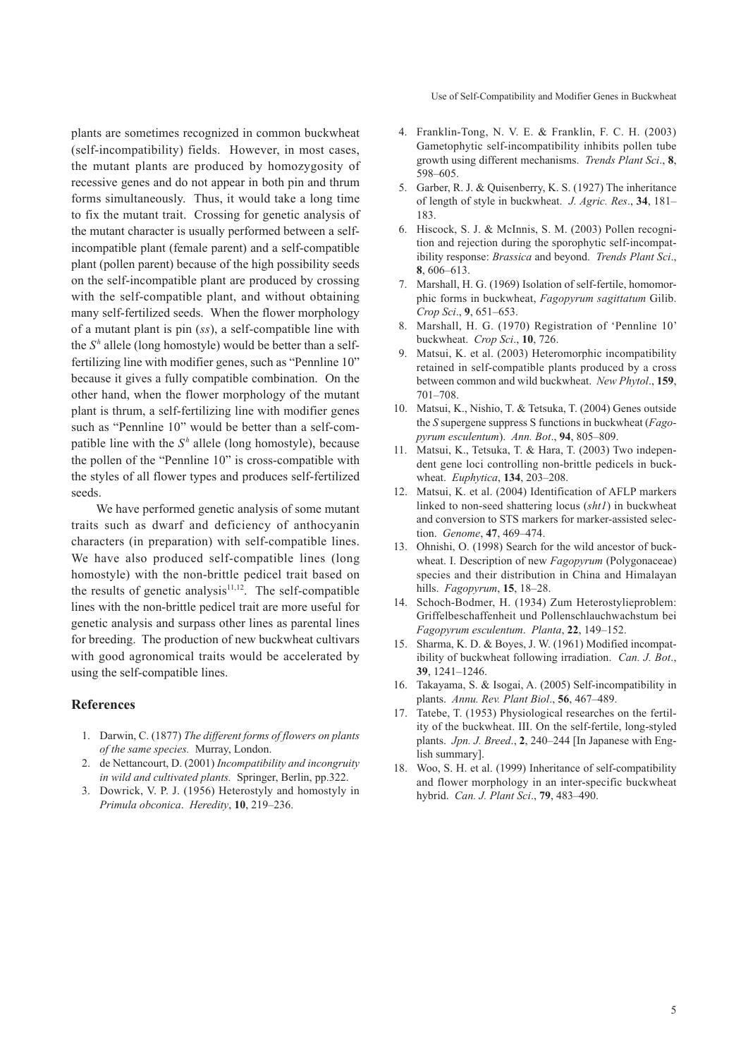plants are sometimes recognized in common buckwheat (self-incompatibility) fields. However, in most cases, the mutant plants are produced by homozygosity of recessive genes and do not appear in both pin and thrum forms simultaneously. Thus, it would take a long time to fix the mutant trait. Crossing for genetic analysis of the mutant character is usually performed between a self-incompatible plant (female parent) and a self-compatible plant (pollen parent) because of the high possibility seeds on the self-incompatible plant are produced by crossing with the self-compatible plant, and without obtaining many self-fertilized seeds. When the flower morphology of a mutant plant is pin (*ss*), a self-compatible line with the $S^h$ allele (long homostyle) would be better than a self-fertilizing line with modifier genes, such as "Pennline 10" because it gives a fully compatible combination. On the other hand, when the flower morphology of the mutant plant is thrum, a self-fertilizing line with modifier genes such as "Pennline 10" would be better than a self-compatible line with the $S^h$ allele (long homostyle), because the pollen of the "Pennline 10" is cross-compatible with the styles of all flower types and produces self-fertilized seeds.

We have performed genetic analysis of some mutant traits such as dwarf and deficiency of anthocyanin characters (in preparation) with self-compatible lines. We have also produced self-compatible lines (long homostyle) with the non-brittle pedicel trait based on the results of genetic analysis[11,12]. The self-compatible lines with the non-brittle pedicel trait are more useful for genetic analysis and surpass other lines as parental lines for breeding. The production of new buckwheat cultivars with good agronomical traits would be accelerated by using the self-compatible lines.

## References

1. Darwin, C. (1877) *The different forms of flowers on plants of the same species.* Murray, London.
2. de Nettancourt, D. (2001) *Incompatibility and incongruity in wild and cultivated plants.* Springer, Berlin, pp.322.
3. Dowrick, V. P. J. (1956) Heterostyly and homostyly in *Primula obconica*. *Heredity*, **10**, 219–236.
4. Franklin-Tong, N. V. E. & Franklin, F. C. H. (2003) Gametophytic self-incompatibility inhibits pollen tube growth using different mechanisms. *Trends Plant Sci*., **8**, 598–605.
5. Garber, R. J. & Quisenberry, K. S. (1927) The inheritance of length of style in buckwheat. *J. Agric. Res*., **34**, 181–183.
6. Hiscock, S. J. & McInnis, S. M. (2003) Pollen recognition and rejection during the sporophytic self-incompatibility response: *Brassica* and beyond. *Trends Plant Sci*., **8**, 606–613.
7. Marshall, H. G. (1969) Isolation of self-fertile, homomorphic forms in buckwheat, *Fagopyrum sagittatum* Gilib. *Crop Sci*., **9**, 651–653.
8. Marshall, H. G. (1970) Registration of 'Pennline 10' buckwheat. *Crop Sci*., **10**, 726.
9. Matsui, K. et al. (2003) Heteromorphic incompatibility retained in self-compatible plants produced by a cross between common and wild buckwheat. *New Phytol*., **159**, 701–708.
10. Matsui, K., Nishio, T. & Tetsuka, T. (2004) Genes outside the *S* supergene suppress S functions in buckwheat (*Fagopyrum esculentum*). *Ann. Bot*., **94**, 805–809.
11. Matsui, K., Tetsuka, T. & Hara, T. (2003) Two independent gene loci controlling non-brittle pedicels in buckwheat. *Euphytica*, **134**, 203–208.
12. Matsui, K. et al. (2004) Identification of AFLP markers linked to non-seed shattering locus (*sht1*) in buckwheat and conversion to STS markers for marker-assisted selection. *Genome*, **47**, 469–474.
13. Ohnishi, O. (1998) Search for the wild ancestor of buckwheat. I. Description of new *Fagopyrum* (Polygonaceae) species and their distribution in China and Himalayan hills. *Fagopyrum*, **15**, 18–28.
14. Schoch-Bodmer, H. (1934) Zum Heterostylieproblem: Griffelbeschaffenheit und Pollenschlauchwachstum bei *Fagopyrum esculentum*. *Planta*, **22**, 149–152.
15. Sharma, K. D. & Boyes, J. W. (1961) Modified incompatibility of buckwheat following irradiation. *Can. J. Bot*., **39**, 1241–1246.
16. Takayama, S. & Isogai, A. (2005) Self-incompatibility in plants. *Annu. Rev. Plant Biol*., **56**, 467–489.
17. Tatebe, T. (1953) Physiological researches on the fertility of the buckwheat. III. On the self-fertile, long-styled plants. *Jpn. J. Breed*., **2**, 240–244 [In Japanese with English summary].
18. Woo, S. H. et al. (1999) Inheritance of self-compatibility and flower morphology in an inter-specific buckwheat hybrid. *Can. J. Plant Sci*., **79**, 483–490.